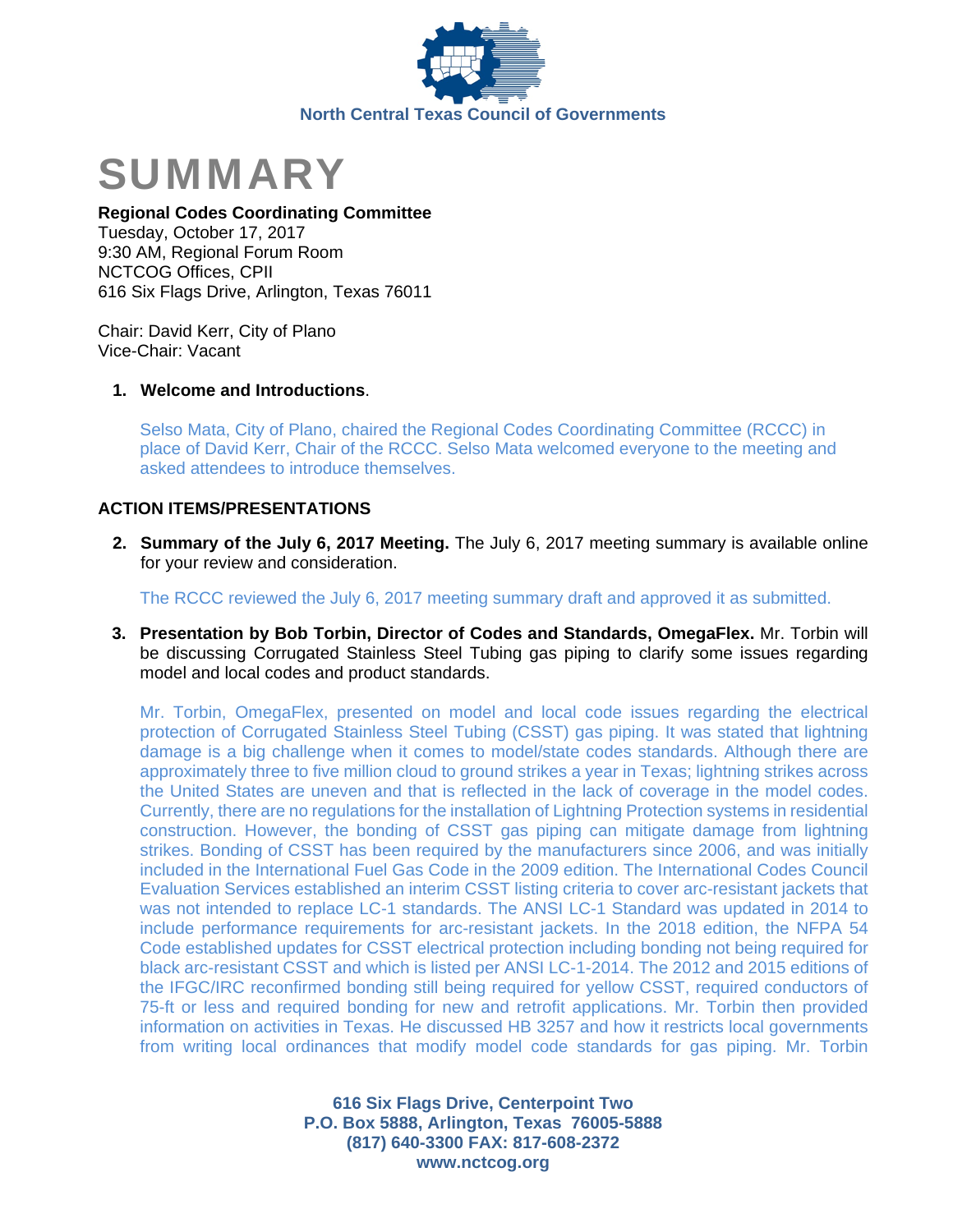North Central Texas Council of Governments

# SUMMARY

**Regional Codes Coordinating Committee**
Tuesday, October 17, 2017
9:30 AM, Regional Forum Room
NCTCOG Offices, CPII
616 Six Flags Drive, Arlington, Texas 76011

Chair: David Kerr, City of Plano
Vice-Chair: Vacant

1. **Welcome and Introductions**.

   Selso Mata, City of Plano, chaired the Regional Codes Coordinating Committee (RCCC) in place of David Kerr, Chair of the RCCC. Selso Mata welcomed everyone to the meeting and asked attendees to introduce themselves.

**ACTION ITEMS/PRESENTATIONS**

2. **Summary of the July 6, 2017 Meeting.** The July 6, 2017 meeting summary is available online for your review and consideration.

   The RCCC reviewed the July 6, 2017 meeting summary draft and approved it as submitted.

3. **Presentation by Bob Torbin, Director of Codes and Standards, OmegaFlex.** Mr. Torbin will be discussing Corrugated Stainless Steel Tubing gas piping to clarify some issues regarding model and local codes and product standards.

   Mr. Torbin, OmegaFlex, presented on model and local code issues regarding the electrical protection of Corrugated Stainless Steel Tubing (CSST) gas piping. It was stated that lightning damage is a big challenge when it comes to model/state codes standards. Although there are approximately three to five million cloud to ground strikes a year in Texas; lightning strikes across the United States are uneven and that is reflected in the lack of coverage in the model codes. Currently, there are no regulations for the installation of Lightning Protection systems in residential construction. However, the bonding of CSST gas piping can mitigate damage from lightning strikes. Bonding of CSST has been required by the manufacturers since 2006, and was initially included in the International Fuel Gas Code in the 2009 edition. The International Codes Council Evaluation Services established an interim CSST listing criteria to cover arc-resistant jackets that was not intended to replace LC-1 standards. The ANSI LC-1 Standard was updated in 2014 to include performance requirements for arc-resistant jackets. In the 2018 edition, the NFPA 54 Code established updates for CSST electrical protection including bonding not being required for black arc-resistant CSST and which is listed per ANSI LC-1-2014. The 2012 and 2015 editions of the IFGC/IRC reconfirmed bonding still being required for yellow CSST, required conductors of 75-ft or less and required bonding for new and retrofit applications. Mr. Torbin then provided information on activities in Texas. He discussed HB 3257 and how it restricts local governments from writing local ordinances that modify model code standards for gas piping. Mr. Torbin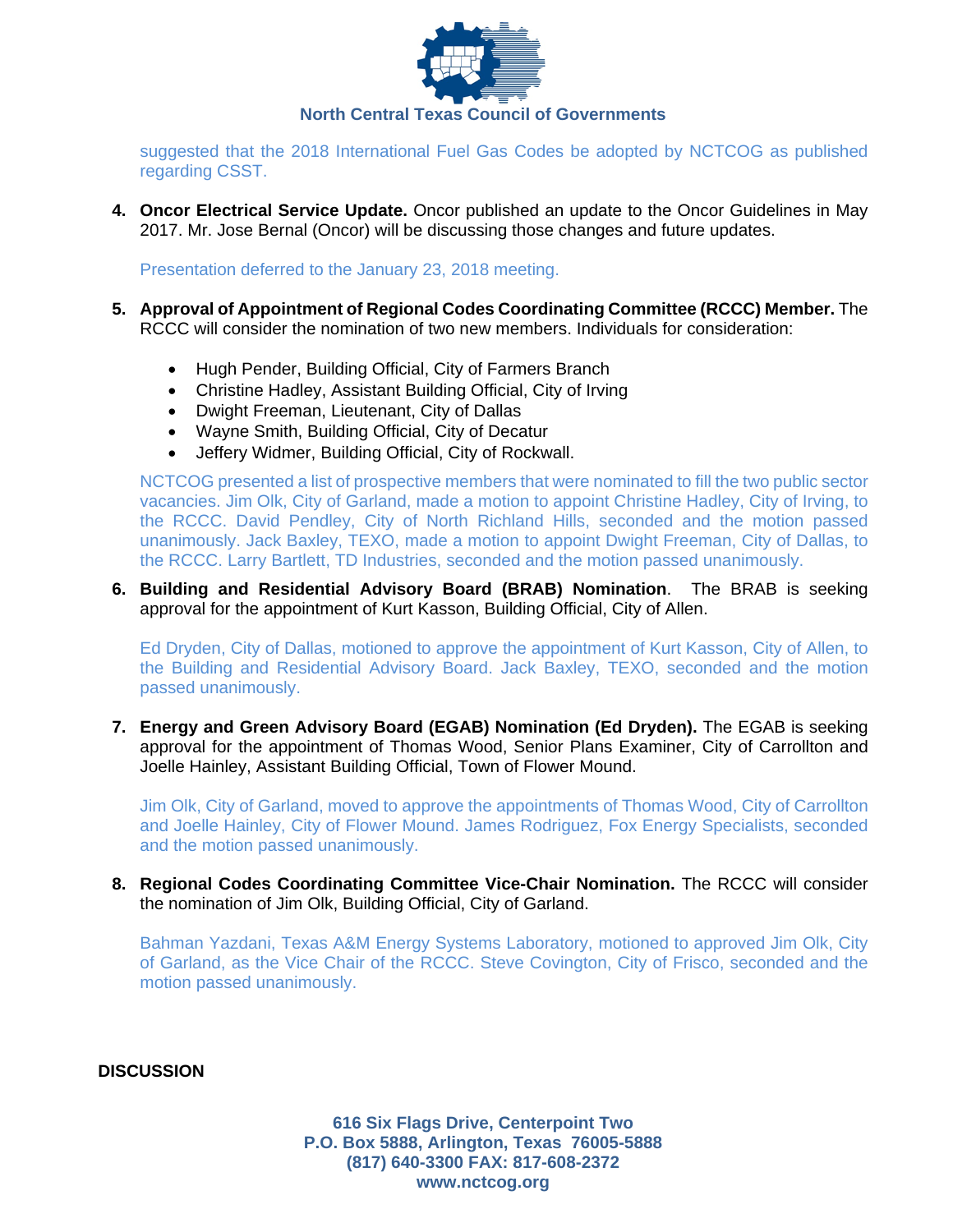suggested that the 2018 International Fuel Gas Codes be adopted by NCTCOG as published regarding CSST.

4. **Oncor Electrical Service Update.** Oncor published an update to the Oncor Guidelines in May 2017. Mr. Jose Bernal (Oncor) will be discussing those changes and future updates.

   Presentation deferred to the January 23, 2018 meeting.

5. **Approval of Appointment of Regional Codes Coordinating Committee (RCCC) Member.** The RCCC will consider the nomination of two new members. Individuals for consideration:

   - Hugh Pender, Building Official, City of Farmers Branch
   - Christine Hadley, Assistant Building Official, City of Irving
   - Dwight Freeman, Lieutenant, City of Dallas
   - Wayne Smith, Building Official, City of Decatur
   - Jeffery Widmer, Building Official, City of Rockwall.

   NCTCOG presented a list of prospective members that were nominated to fill the two public sector vacancies. Jim Olk, City of Garland, made a motion to appoint Christine Hadley, City of Irving, to the RCCC. David Pendley, City of North Richland Hills, seconded and the motion passed unanimously. Jack Baxley, TEXO, made a motion to appoint Dwight Freeman, City of Dallas, to the RCCC. Larry Bartlett, TD Industries, seconded and the motion passed unanimously.

6. **Building and Residential Advisory Board (BRAB) Nomination**. The BRAB is seeking approval for the appointment of Kurt Kasson, Building Official, City of Allen.

   Ed Dryden, City of Dallas, motioned to approve the appointment of Kurt Kasson, City of Allen, to the Building and Residential Advisory Board. Jack Baxley, TEXO, seconded and the motion passed unanimously.

7. **Energy and Green Advisory Board (EGAB) Nomination (Ed Dryden).** The EGAB is seeking approval for the appointment of Thomas Wood, Senior Plans Examiner, City of Carrollton and Joelle Hainley, Assistant Building Official, Town of Flower Mound.

   Jim Olk, City of Garland, moved to approve the appointments of Thomas Wood, City of Carrollton and Joelle Hainley, City of Flower Mound. James Rodriguez, Fox Energy Specialists, seconded and the motion passed unanimously.

8. **Regional Codes Coordinating Committee Vice-Chair Nomination.** The RCCC will consider the nomination of Jim Olk, Building Official, City of Garland.

   Bahman Yazdani, Texas A&M Energy Systems Laboratory, motioned to approved Jim Olk, City of Garland, as the Vice Chair of the RCCC. Steve Covington, City of Frisco, seconded and the motion passed unanimously.

**DISCUSSION**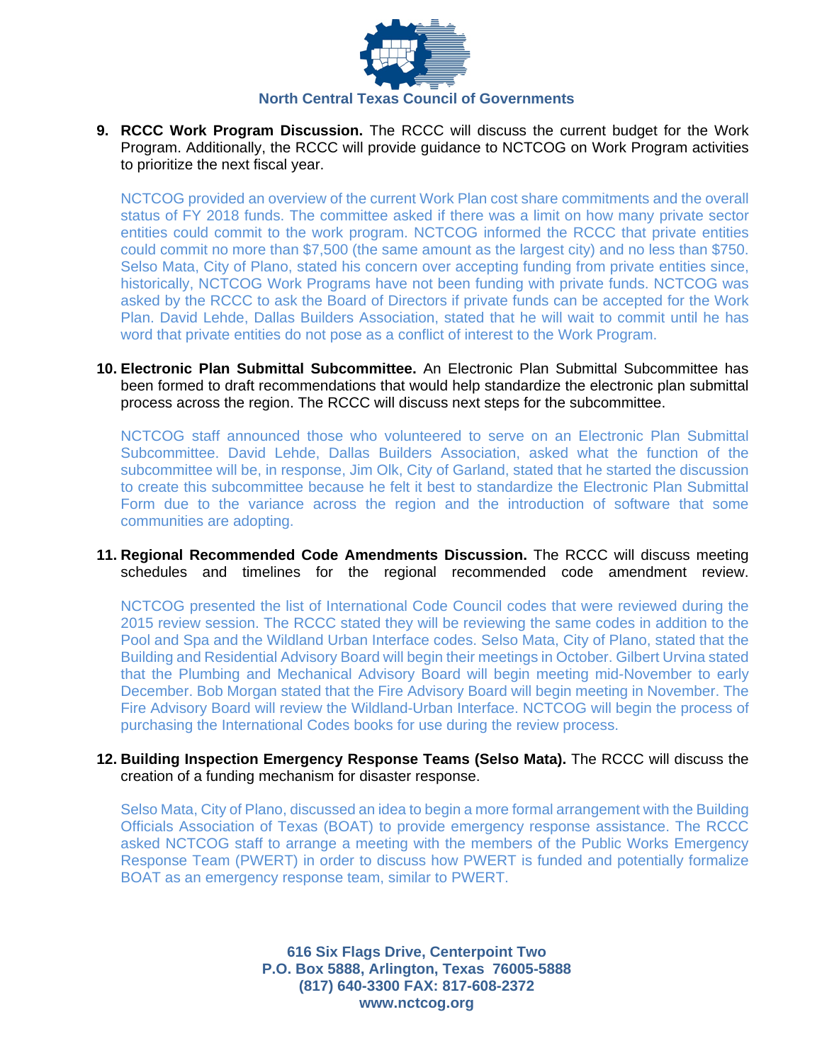9. **RCCC Work Program Discussion.** The RCCC will discuss the current budget for the Work Program. Additionally, the RCCC will provide guidance to NCTCOG on Work Program activities to prioritize the next fiscal year.

   NCTCOG provided an overview of the current Work Plan cost share commitments and the overall status of FY 2018 funds. The committee asked if there was a limit on how many private sector entities could commit to the work program. NCTCOG informed the RCCC that private entities could commit no more than $7,500 (the same amount as the largest city) and no less than $750. Selso Mata, City of Plano, stated his concern over accepting funding from private entities since, historically, NCTCOG Work Programs have not been funding with private funds. NCTCOG was asked by the RCCC to ask the Board of Directors if private funds can be accepted for the Work Plan. David Lehde, Dallas Builders Association, stated that he will wait to commit until he has word that private entities do not pose as a conflict of interest to the Work Program.

10. **Electronic Plan Submittal Subcommittee.** An Electronic Plan Submittal Subcommittee has been formed to draft recommendations that would help standardize the electronic plan submittal process across the region. The RCCC will discuss next steps for the subcommittee.

    NCTCOG staff announced those who volunteered to serve on an Electronic Plan Submittal Subcommittee. David Lehde, Dallas Builders Association, asked what the function of the subcommittee will be, in response, Jim Olk, City of Garland, stated that he started the discussion to create this subcommittee because he felt it best to standardize the Electronic Plan Submittal Form due to the variance across the region and the introduction of software that some communities are adopting.

11. **Regional Recommended Code Amendments Discussion.** The RCCC will discuss meeting schedules and timelines for the regional recommended code amendment review.

    NCTCOG presented the list of International Code Council codes that were reviewed during the 2015 review session. The RCCC stated they will be reviewing the same codes in addition to the Pool and Spa and the Wildland Urban Interface codes. Selso Mata, City of Plano, stated that the Building and Residential Advisory Board will begin their meetings in October. Gilbert Urvina stated that the Plumbing and Mechanical Advisory Board will begin meeting mid-November to early December. Bob Morgan stated that the Fire Advisory Board will begin meeting in November. The Fire Advisory Board will review the Wildland-Urban Interface. NCTCOG will begin the process of purchasing the International Codes books for use during the review process.

12. **Building Inspection Emergency Response Teams (Selso Mata).** The RCCC will discuss the creation of a funding mechanism for disaster response.

    Selso Mata, City of Plano, discussed an idea to begin a more formal arrangement with the Building Officials Association of Texas (BOAT) to provide emergency response assistance. The RCCC asked NCTCOG staff to arrange a meeting with the members of the Public Works Emergency Response Team (PWERT) in order to discuss how PWERT is funded and potentially formalize BOAT as an emergency response team, similar to PWERT.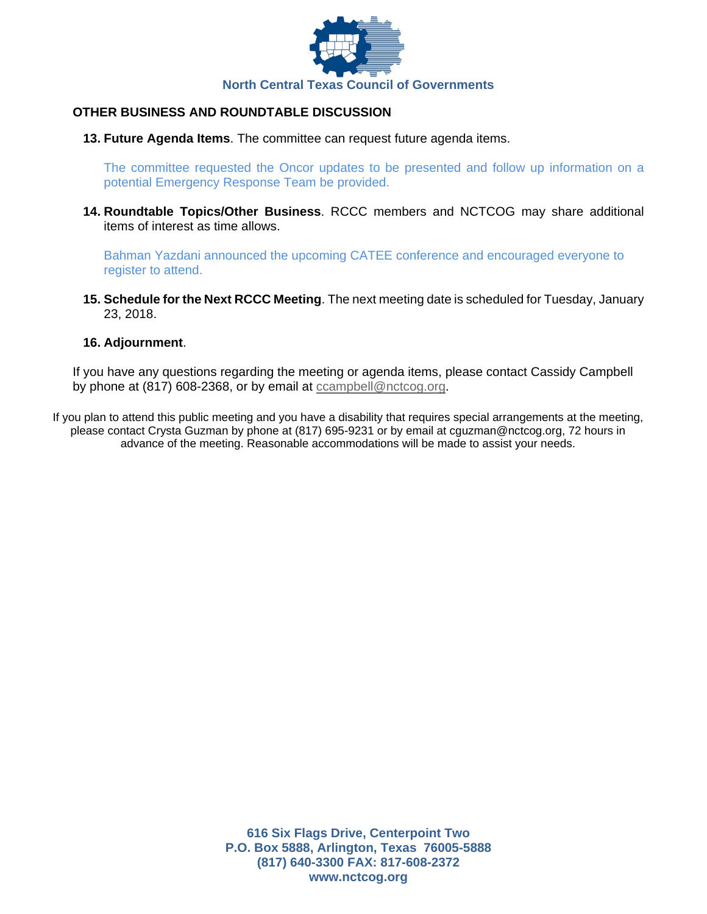North Central Texas Council of Governments

## OTHER BUSINESS AND ROUNDTABLE DISCUSSION

13. **Future Agenda Items**. The committee can request future agenda items.

    The committee requested the Oncor updates to be presented and follow up information on a potential Emergency Response Team be provided.

14. **Roundtable Topics/Other Business**. RCCC members and NCTCOG may share additional items of interest as time allows.

    Bahman Yazdani announced the upcoming CATEE conference and encouraged everyone to register to attend.

15. **Schedule for the Next RCCC Meeting**. The next meeting date is scheduled for Tuesday, January 23, 2018.

16. **Adjournment**.

If you have any questions regarding the meeting or agenda items, please contact Cassidy Campbell by phone at (817) 608-2368, or by email at ccampbell@nctcog.org.

If you plan to attend this public meeting and you have a disability that requires special arrangements at the meeting, please contact Crysta Guzman by phone at (817) 695-9231 or by email at cguzman@nctcog.org, 72 hours in advance of the meeting. Reasonable accommodations will be made to assist your needs.

**616 Six Flags Drive, Centerpoint Two**
**P.O. Box 5888, Arlington, Texas 76005-5888**
**(817) 640-3300 FAX: 817-608-2372**
**www.nctcog.org**